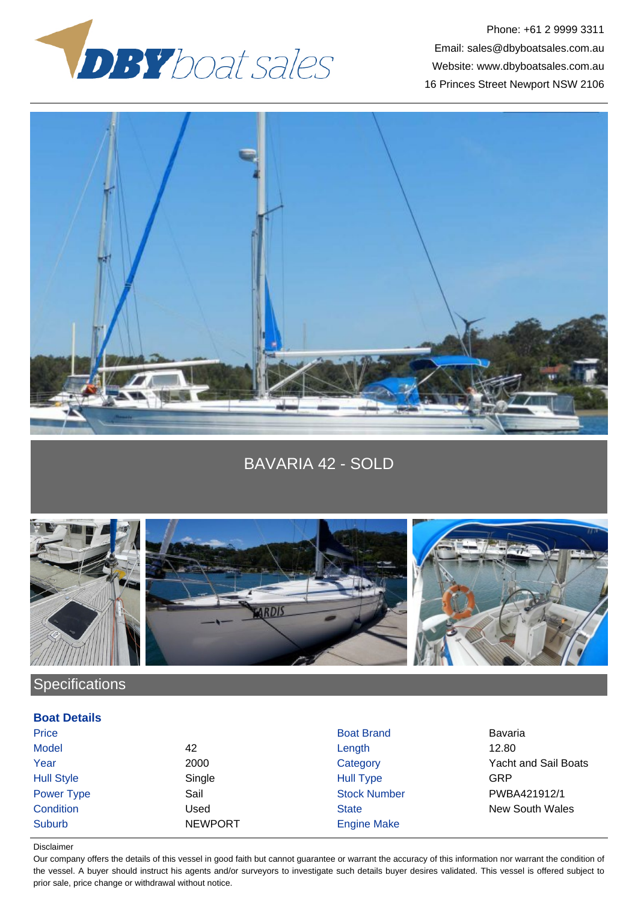Phone: +61 2 9999 3311
Email: sales@dbyboatsales.com.au
Website: www.dbyboatsales.com.au
16 Princes Street Newport NSW 2106

# BAVARIA 42 - SOLD

## Specifications

### Boat Details

| | | | |
|---|---|---|---|
| Price | | Boat Brand | Bavaria |
| Model | 42 | Length | 12.80 |
| Year | 2000 | Category | Yacht and Sail Boats |
| Hull Style | Single | Hull Type | GRP |
| Power Type | Sail | Stock Number | PWBA421912/1 |
| Condition | Used | State | New South Wales |
| Suburb | NEWPORT | Engine Make | |

Disclaimer

Our company offers the details of this vessel in good faith but cannot guarantee or warrant the accuracy of this information nor warrant the condition of the vessel. A buyer should instruct his agents and/or surveyors to investigate such details buyer desires validated. This vessel is offered subject to prior sale, price change or withdrawal without notice.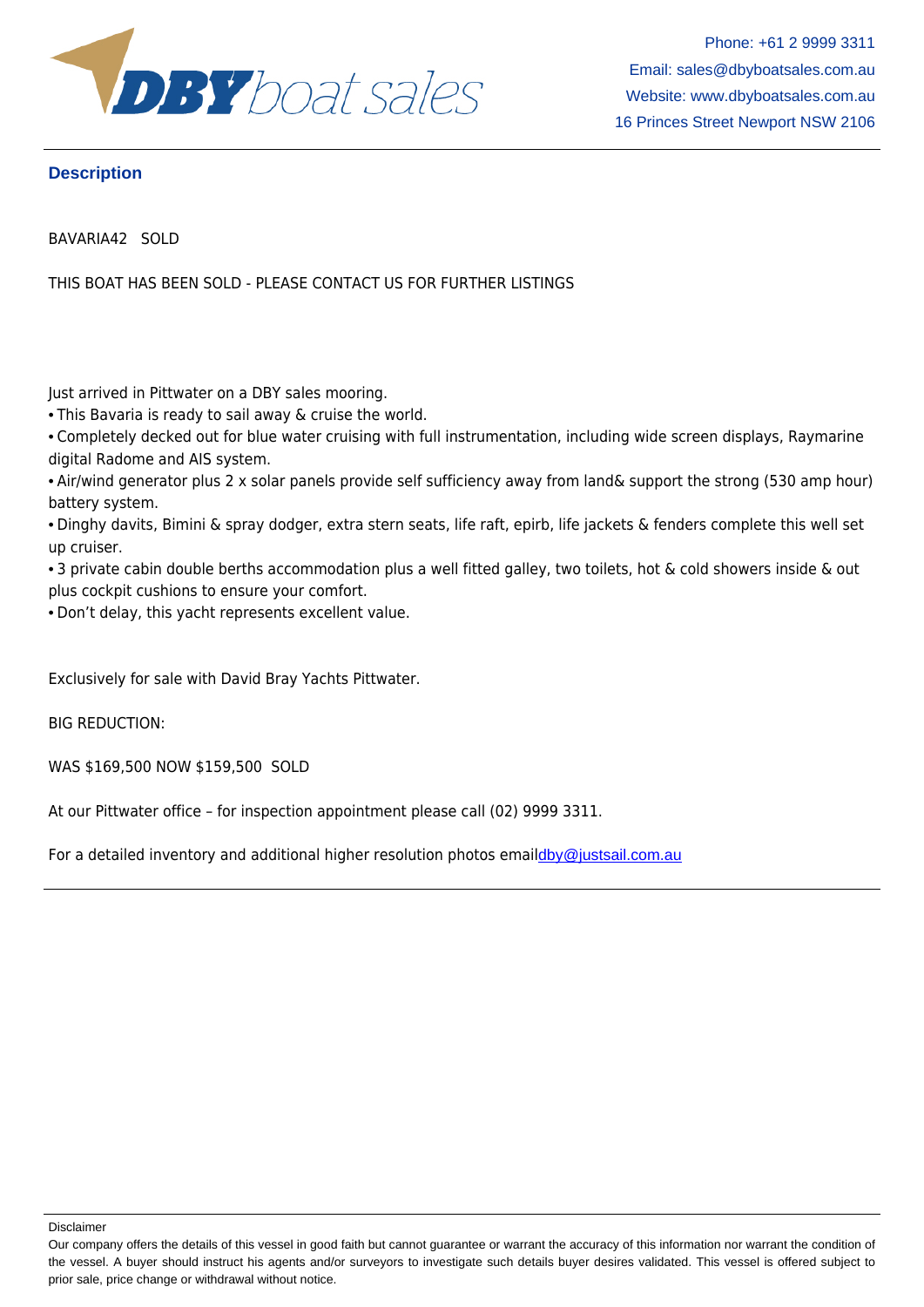## Description

BAVARIA42   SOLD

THIS BOAT HAS BEEN SOLD - PLEASE CONTACT US FOR FURTHER LISTINGS

Just arrived in Pittwater on a DBY sales mooring.

- This Bavaria is ready to sail away & cruise the world.
- Completely decked out for blue water cruising with full instrumentation, including wide screen displays, Raymarine digital Radome and AIS system.
- Air/wind generator plus 2 x solar panels provide self sufficiency away from land& support the strong (530 amp hour) battery system.
- Dinghy davits, Bimini & spray dodger, extra stern seats, life raft, epirb, life jackets & fenders complete this well set up cruiser.
- 3 private cabin double berths accommodation plus a well fitted galley, two toilets, hot & cold showers inside & out plus cockpit cushions to ensure your comfort.
- Don't delay, this yacht represents excellent value.

Exclusively for sale with David Bray Yachts Pittwater.

BIG REDUCTION:

WAS $169,500 NOW $159,500  SOLD

At our Pittwater office – for inspection appointment please call (02) 9999 3311.

For a detailed inventory and additional higher resolution photos emaildby@justsail.com.au

Disclaimer

Our company offers the details of this vessel in good faith but cannot guarantee or warrant the accuracy of this information nor warrant the condition of the vessel. A buyer should instruct his agents and/or surveyors to investigate such details buyer desires validated. This vessel is offered subject to prior sale, price change or withdrawal without notice.